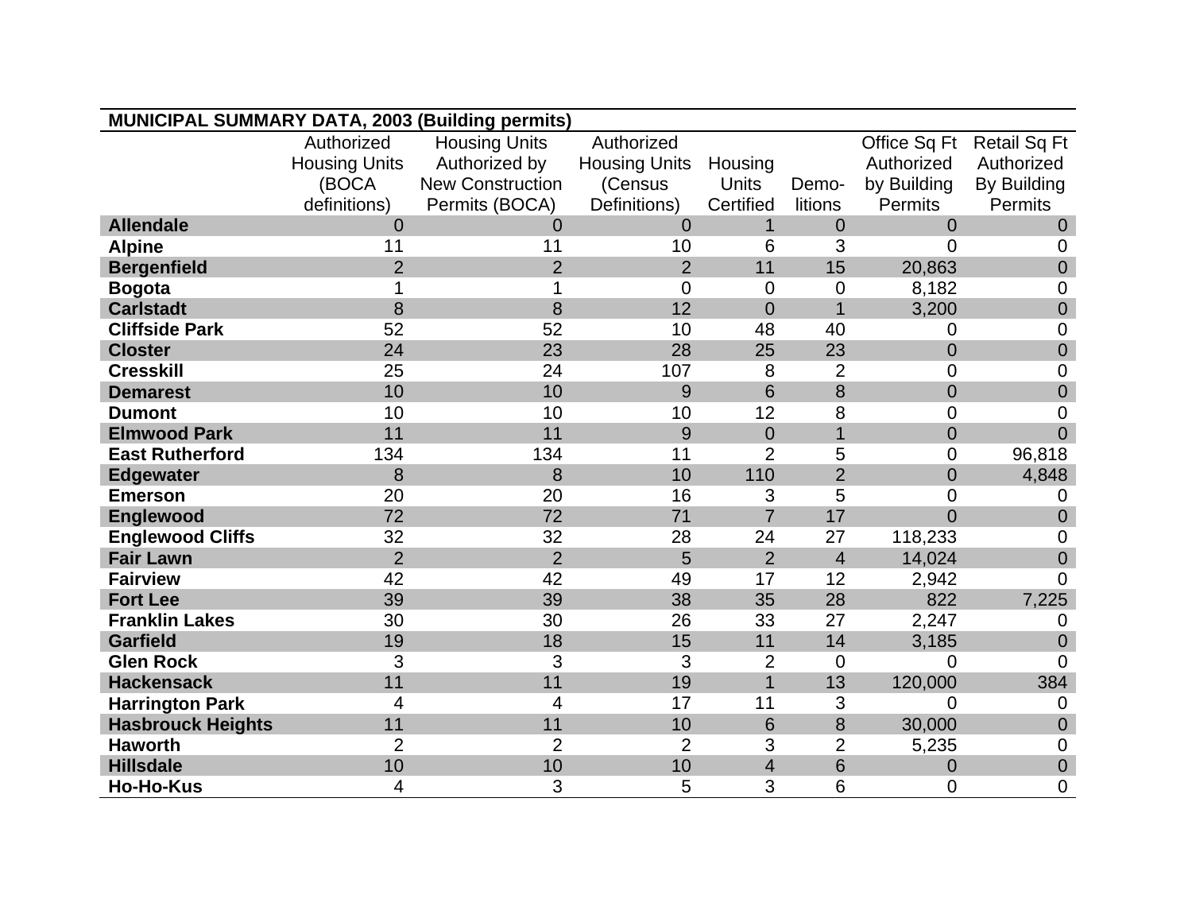| MUNICIPAL SUMMARY DATA, 2003 (Building permits) | | | | | | | |
|---|---|---|---|---|---|---|---|
| | Authorized Housing Units (BOCA definitions) | Housing Units Authorized by New Construction Permits (BOCA) | Authorized Housing Units (Census Definitions) | Housing Units Certified | Demo-litions | Office Sq Ft Authorized by Building Permits | Retail Sq Ft Authorized By Building Permits |
| **Allendale** | 0 | 0 | 0 | 1 | 0 | 0 | 0 |
| **Alpine** | 11 | 11 | 10 | 6 | 3 | 0 | 0 |
| **Bergenfield** | 2 | 2 | 2 | 11 | 15 | 20,863 | 0 |
| **Bogota** | 1 | 1 | 0 | 0 | 0 | 8,182 | 0 |
| **Carlstadt** | 8 | 8 | 12 | 0 | 1 | 3,200 | 0 |
| **Cliffside Park** | 52 | 52 | 10 | 48 | 40 | 0 | 0 |
| **Closter** | 24 | 23 | 28 | 25 | 23 | 0 | 0 |
| **Cresskill** | 25 | 24 | 107 | 8 | 2 | 0 | 0 |
| **Demarest** | 10 | 10 | 9 | 6 | 8 | 0 | 0 |
| **Dumont** | 10 | 10 | 10 | 12 | 8 | 0 | 0 |
| **Elmwood Park** | 11 | 11 | 9 | 0 | 1 | 0 | 0 |
| **East Rutherford** | 134 | 134 | 11 | 2 | 5 | 0 | 96,818 |
| **Edgewater** | 8 | 8 | 10 | 110 | 2 | 0 | 4,848 |
| **Emerson** | 20 | 20 | 16 | 3 | 5 | 0 | 0 |
| **Englewood** | 72 | 72 | 71 | 7 | 17 | 0 | 0 |
| **Englewood Cliffs** | 32 | 32 | 28 | 24 | 27 | 118,233 | 0 |
| **Fair Lawn** | 2 | 2 | 5 | 2 | 4 | 14,024 | 0 |
| **Fairview** | 42 | 42 | 49 | 17 | 12 | 2,942 | 0 |
| **Fort Lee** | 39 | 39 | 38 | 35 | 28 | 822 | 7,225 |
| **Franklin Lakes** | 30 | 30 | 26 | 33 | 27 | 2,247 | 0 |
| **Garfield** | 19 | 18 | 15 | 11 | 14 | 3,185 | 0 |
| **Glen Rock** | 3 | 3 | 3 | 2 | 0 | 0 | 0 |
| **Hackensack** | 11 | 11 | 19 | 1 | 13 | 120,000 | 384 |
| **Harrington Park** | 4 | 4 | 17 | 11 | 3 | 0 | 0 |
| **Hasbrouck Heights** | 11 | 11 | 10 | 6 | 8 | 30,000 | 0 |
| **Haworth** | 2 | 2 | 2 | 3 | 2 | 5,235 | 0 |
| **Hillsdale** | 10 | 10 | 10 | 4 | 6 | 0 | 0 |
| **Ho-Ho-Kus** | 4 | 3 | 5 | 3 | 6 | 0 | 0 |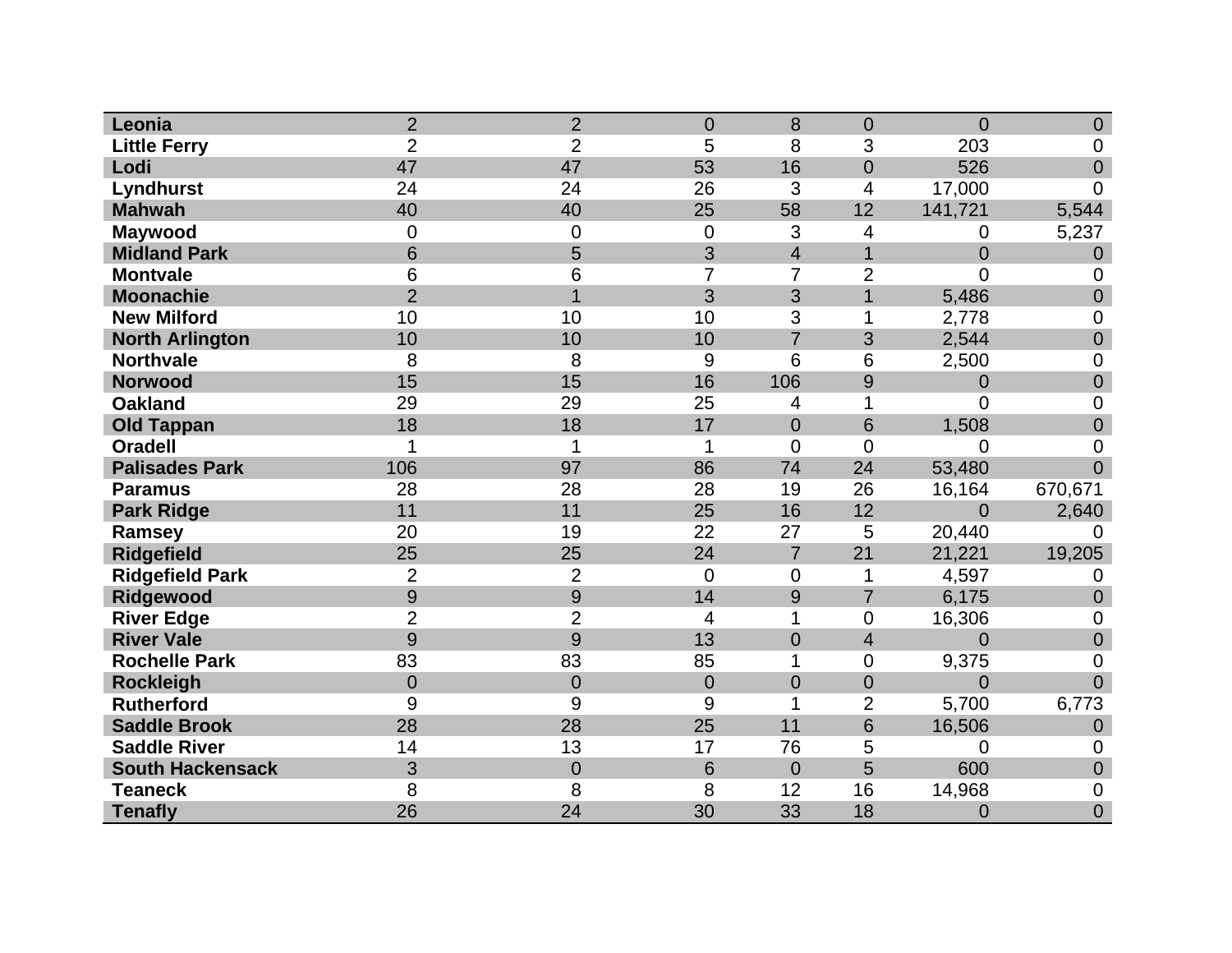| | | | | | | | |
|---|---|---|---|---|---|---|---|
| **Leonia** | 2 | 2 | 0 | 8 | 0 | 0 | 0 |
| **Little Ferry** | 2 | 2 | 5 | 8 | 3 | 203 | 0 |
| **Lodi** | 47 | 47 | 53 | 16 | 0 | 526 | 0 |
| **Lyndhurst** | 24 | 24 | 26 | 3 | 4 | 17,000 | 0 |
| **Mahwah** | 40 | 40 | 25 | 58 | 12 | 141,721 | 5,544 |
| **Maywood** | 0 | 0 | 0 | 3 | 4 | 0 | 5,237 |
| **Midland Park** | 6 | 5 | 3 | 4 | 1 | 0 | 0 |
| **Montvale** | 6 | 6 | 7 | 7 | 2 | 0 | 0 |
| **Moonachie** | 2 | 1 | 3 | 3 | 1 | 5,486 | 0 |
| **New Milford** | 10 | 10 | 10 | 3 | 1 | 2,778 | 0 |
| **North Arlington** | 10 | 10 | 10 | 7 | 3 | 2,544 | 0 |
| **Northvale** | 8 | 8 | 9 | 6 | 6 | 2,500 | 0 |
| **Norwood** | 15 | 15 | 16 | 106 | 9 | 0 | 0 |
| **Oakland** | 29 | 29 | 25 | 4 | 1 | 0 | 0 |
| **Old Tappan** | 18 | 18 | 17 | 0 | 6 | 1,508 | 0 |
| **Oradell** | 1 | 1 | 1 | 0 | 0 | 0 | 0 |
| **Palisades Park** | 106 | 97 | 86 | 74 | 24 | 53,480 | 0 |
| **Paramus** | 28 | 28 | 28 | 19 | 26 | 16,164 | 670,671 |
| **Park Ridge** | 11 | 11 | 25 | 16 | 12 | 0 | 2,640 |
| **Ramsey** | 20 | 19 | 22 | 27 | 5 | 20,440 | 0 |
| **Ridgefield** | 25 | 25 | 24 | 7 | 21 | 21,221 | 19,205 |
| **Ridgefield Park** | 2 | 2 | 0 | 0 | 1 | 4,597 | 0 |
| **Ridgewood** | 9 | 9 | 14 | 9 | 7 | 6,175 | 0 |
| **River Edge** | 2 | 2 | 4 | 1 | 0 | 16,306 | 0 |
| **River Vale** | 9 | 9 | 13 | 0 | 4 | 0 | 0 |
| **Rochelle Park** | 83 | 83 | 85 | 1 | 0 | 9,375 | 0 |
| **Rockleigh** | 0 | 0 | 0 | 0 | 0 | 0 | 0 |
| **Rutherford** | 9 | 9 | 9 | 1 | 2 | 5,700 | 6,773 |
| **Saddle Brook** | 28 | 28 | 25 | 11 | 6 | 16,506 | 0 |
| **Saddle River** | 14 | 13 | 17 | 76 | 5 | 0 | 0 |
| **South Hackensack** | 3 | 0 | 6 | 0 | 5 | 600 | 0 |
| **Teaneck** | 8 | 8 | 8 | 12 | 16 | 14,968 | 0 |
| **Tenafly** | 26 | 24 | 30 | 33 | 18 | 0 | 0 |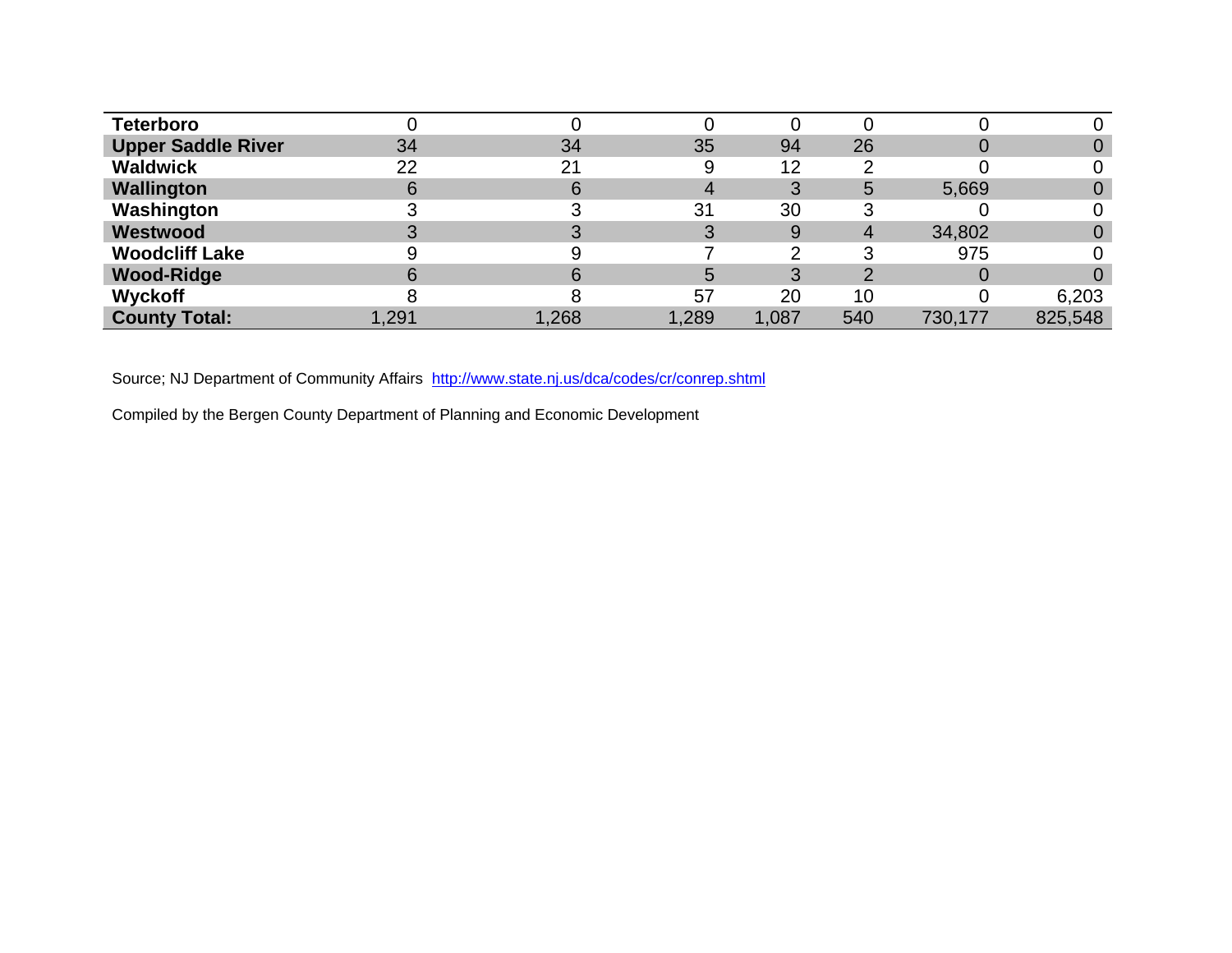| | | | | | | | |
|---|---|---|---|---|---|---|---|
| **Teterboro** | 0 | 0 | 0 | 0 | 0 | 0 | 0 |
| **Upper Saddle River** | 34 | 34 | 35 | 94 | 26 | 0 | 0 |
| **Waldwick** | 22 | 21 | 9 | 12 | 2 | 0 | 0 |
| **Wallington** | 6 | 6 | 4 | 3 | 5 | 5,669 | 0 |
| **Washington** | 3 | 3 | 31 | 30 | 3 | 0 | 0 |
| **Westwood** | 3 | 3 | 3 | 9 | 4 | 34,802 | 0 |
| **Woodcliff Lake** | 9 | 9 | 7 | 2 | 3 | 975 | 0 |
| **Wood-Ridge** | 6 | 6 | 5 | 3 | 2 | 0 | 0 |
| **Wyckoff** | 8 | 8 | 57 | 20 | 10 | 0 | 6,203 |
| **County Total:** | 1,291 | 1,268 | 1,289 | 1,087 | 540 | 730,177 | 825,548 |

Source; NJ Department of Community Affairs http://www.state.nj.us/dca/codes/cr/conrep.shtml

Compiled by the Bergen County Department of Planning and Economic Development